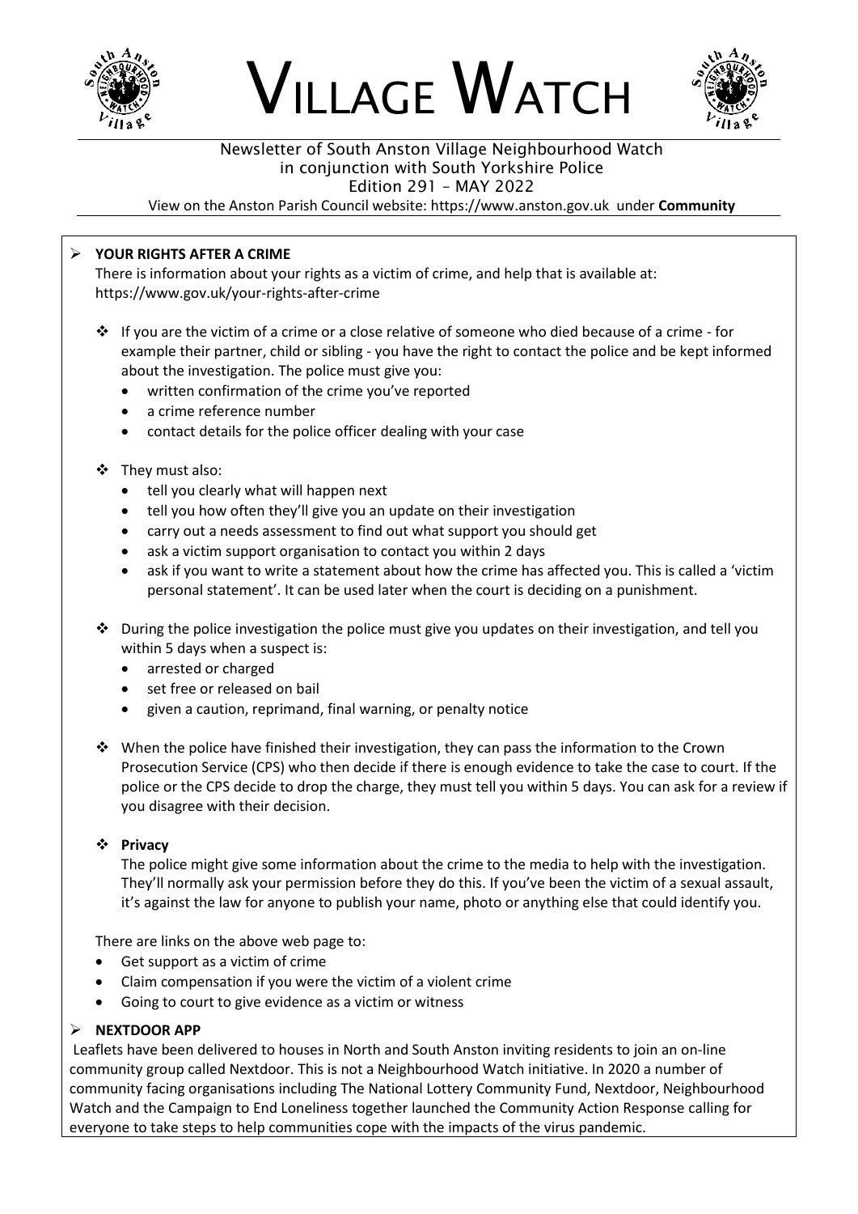# VILLAGE WATCH

Newsletter of South Anston Village Neighbourhood Watch
in conjunction with South Yorkshire Police
Edition 291 – MAY 2022
View on the Anston Parish Council website: https://www.anston.gov.uk under **Community**

## YOUR RIGHTS AFTER A CRIME

There is information about your rights as a victim of crime, and help that is available at: https://www.gov.uk/your-rights-after-crime

- If you are the victim of a crime or a close relative of someone who died because of a crime - for example their partner, child or sibling - you have the right to contact the police and be kept informed about the investigation. The police must give you:
  - written confirmation of the crime you've reported
  - a crime reference number
  - contact details for the police officer dealing with your case
- They must also:
  - tell you clearly what will happen next
  - tell you how often they'll give you an update on their investigation
  - carry out a needs assessment to find out what support you should get
  - ask a victim support organisation to contact you within 2 days
  - ask if you want to write a statement about how the crime has affected you. This is called a 'victim personal statement'. It can be used later when the court is deciding on a punishment.
- During the police investigation the police must give you updates on their investigation, and tell you within 5 days when a suspect is:
  - arrested or charged
  - set free or released on bail
  - given a caution, reprimand, final warning, or penalty notice
- When the police have finished their investigation, they can pass the information to the Crown Prosecution Service (CPS) who then decide if there is enough evidence to take the case to court. If the police or the CPS decide to drop the charge, they must tell you within 5 days. You can ask for a review if you disagree with their decision.
- **Privacy**

  The police might give some information about the crime to the media to help with the investigation. They'll normally ask your permission before they do this. If you've been the victim of a sexual assault, it's against the law for anyone to publish your name, photo or anything else that could identify you.

There are links on the above web page to:

- Get support as a victim of crime
- Claim compensation if you were the victim of a violent crime
- Going to court to give evidence as a victim or witness

## NEXTDOOR APP

Leaflets have been delivered to houses in North and South Anston inviting residents to join an on-line community group called Nextdoor. This is not a Neighbourhood Watch initiative. In 2020 a number of community facing organisations including The National Lottery Community Fund, Nextdoor, Neighbourhood Watch and the Campaign to End Loneliness together launched the Community Action Response calling for everyone to take steps to help communities cope with the impacts of the virus pandemic.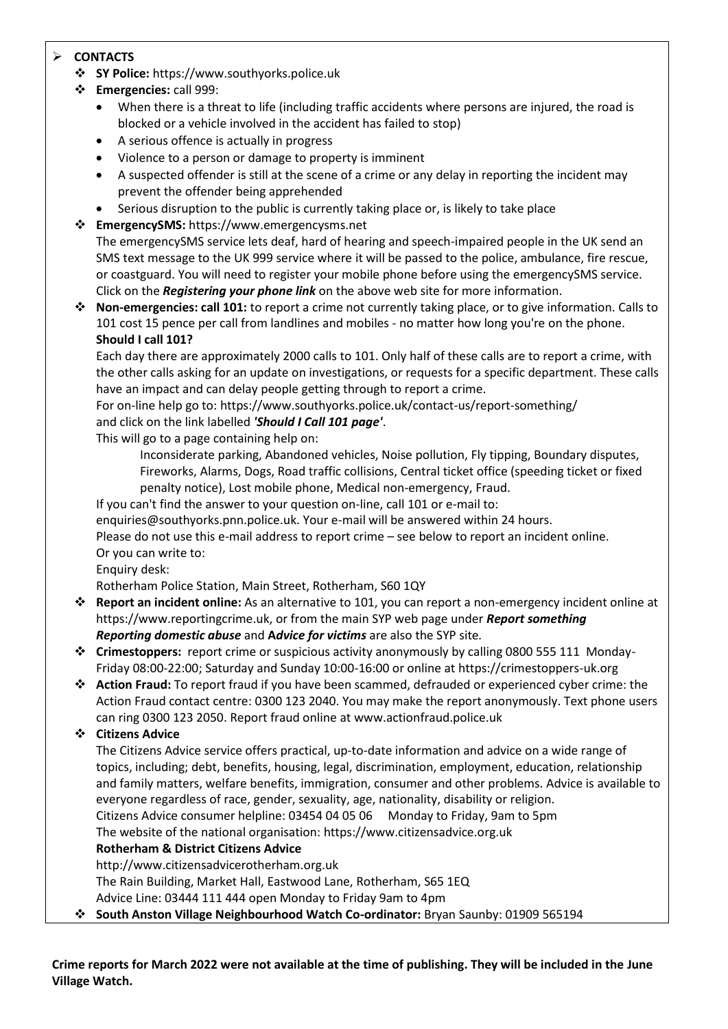- **CONTACTS**
  - **SY Police:** https://www.southyorks.police.uk
  - **Emergencies:** call 999:
    - When there is a threat to life (including traffic accidents where persons are injured, the road is blocked or a vehicle involved in the accident has failed to stop)
    - A serious offence is actually in progress
    - Violence to a person or damage to property is imminent
    - A suspected offender is still at the scene of a crime or any delay in reporting the incident may prevent the offender being apprehended
    - Serious disruption to the public is currently taking place or, is likely to take place
  - **EmergencySMS:** https://www.emergencysms.net
    The emergencySMS service lets deaf, hard of hearing and speech-impaired people in the UK send an SMS text message to the UK 999 service where it will be passed to the police, ambulance, fire rescue, or coastguard. You will need to register your mobile phone before using the emergencySMS service. Click on the ***Registering your phone link*** on the above web site for more information.
  - **Non-emergencies: call 101:** to report a crime not currently taking place, or to give information. Calls to 101 cost 15 pence per call from landlines and mobiles - no matter how long you're on the phone.
    **Should I call 101?**
    Each day there are approximately 2000 calls to 101. Only half of these calls are to report a crime, with the other calls asking for an update on investigations, or requests for a specific department. These calls have an impact and can delay people getting through to report a crime.
    For on-line help go to: https://www.southyorks.police.uk/contact-us/report-something/
    and click on the link labelled ***'Should I Call 101 page'***.
    This will go to a page containing help on:
    > Inconsiderate parking, Abandoned vehicles, Noise pollution, Fly tipping, Boundary disputes, Fireworks, Alarms, Dogs, Road traffic collisions, Central ticket office (speeding ticket or fixed penalty notice), Lost mobile phone, Medical non-emergency, Fraud.

    If you can't find the answer to your question on-line, call 101 or e-mail to:
    enquiries@southyorks.pnn.police.uk. Your e-mail will be answered within 24 hours.
    Please do not use this e-mail address to report crime – see below to report an incident online.
    Or you can write to:
    Enquiry desk:
    Rotherham Police Station, Main Street, Rotherham, S60 1QY
  - **Report an incident online:** As an alternative to 101, you can report a non-emergency incident online at https://www.reportingcrime.uk, or from the main SYP web page under ***Report something***
    ***Reporting domestic abuse*** and ***Advice for victims*** are also the SYP site.
  - **Crimestoppers:** report crime or suspicious activity anonymously by calling 0800 555 111 Monday-Friday 08:00-22:00; Saturday and Sunday 10:00-16:00 or online at https://crimestoppers-uk.org
  - **Action Fraud:** To report fraud if you have been scammed, defrauded or experienced cyber crime: the Action Fraud contact centre: 0300 123 2040. You may make the report anonymously. Text phone users can ring 0300 123 2050. Report fraud online at www.actionfraud.police.uk
  - **Citizens Advice**
    The Citizens Advice service offers practical, up-to-date information and advice on a wide range of topics, including; debt, benefits, housing, legal, discrimination, employment, education, relationship and family matters, welfare benefits, immigration, consumer and other problems. Advice is available to everyone regardless of race, gender, sexuality, age, nationality, disability or religion.
    Citizens Advice consumer helpline: 03454 04 05 06 Monday to Friday, 9am to 5pm
    The website of the national organisation: https://www.citizensadvice.org.uk
    **Rotherham & District Citizens Advice**
    http://www.citizensadvicerotherham.org.uk
    The Rain Building, Market Hall, Eastwood Lane, Rotherham, S65 1EQ
    Advice Line: 03444 111 444 open Monday to Friday 9am to 4pm
  - **South Anston Village Neighbourhood Watch Co-ordinator:** Bryan Saunby: 01909 565194

**Crime reports for March 2022 were not available at the time of publishing. They will be included in the June Village Watch.**